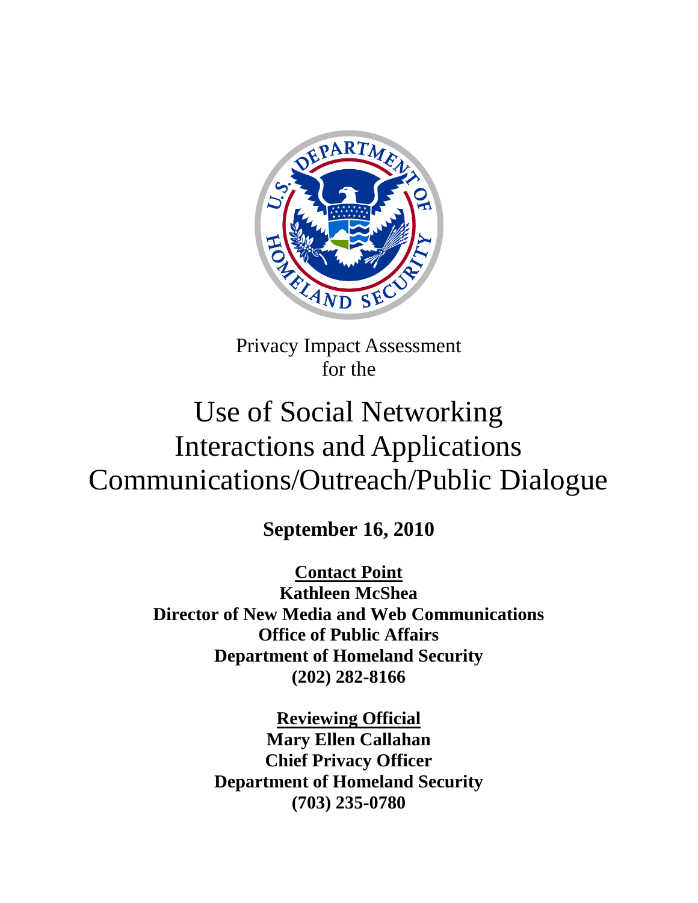Privacy Impact Assessment
for the

# Use of Social Networking Interactions and Applications Communications/Outreach/Public Dialogue

**September 16, 2010**

**Contact Point**
**Kathleen McShea**
**Director of New Media and Web Communications**
**Office of Public Affairs**
**Department of Homeland Security**
**(202) 282-8166**

**Reviewing Official**
**Mary Ellen Callahan**
**Chief Privacy Officer**
**Department of Homeland Security**
**(703) 235-0780**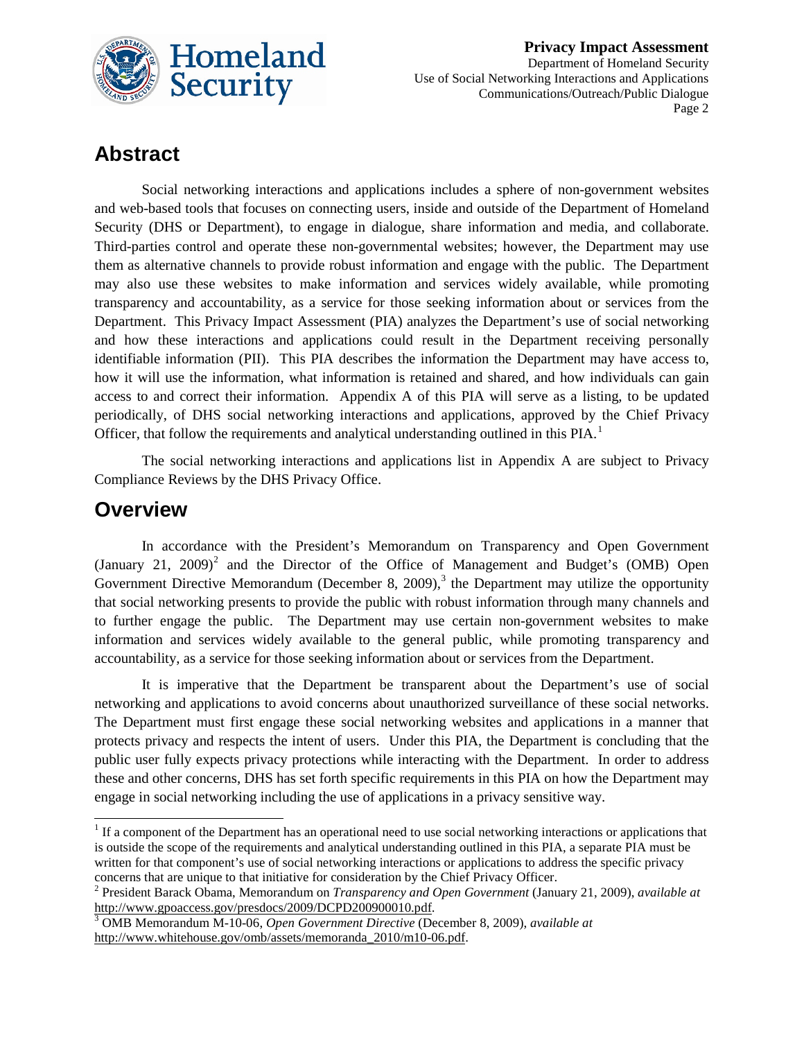## Abstract

Social networking interactions and applications includes a sphere of non-government websites and web-based tools that focuses on connecting users, inside and outside of the Department of Homeland Security (DHS or Department), to engage in dialogue, share information and media, and collaborate. Third-parties control and operate these non-governmental websites; however, the Department may use them as alternative channels to provide robust information and engage with the public. The Department may also use these websites to make information and services widely available, while promoting transparency and accountability, as a service for those seeking information about or services from the Department. This Privacy Impact Assessment (PIA) analyzes the Department's use of social networking and how these interactions and applications could result in the Department receiving personally identifiable information (PII). This PIA describes the information the Department may have access to, how it will use the information, what information is retained and shared, and how individuals can gain access to and correct their information. Appendix A of this PIA will serve as a listing, to be updated periodically, of DHS social networking interactions and applications, approved by the Chief Privacy Officer, that follow the requirements and analytical understanding outlined in this PIA.[1]

The social networking interactions and applications list in Appendix A are subject to Privacy Compliance Reviews by the DHS Privacy Office.

## Overview

In accordance with the President's Memorandum on Transparency and Open Government (January 21, 2009)[2] and the Director of the Office of Management and Budget's (OMB) Open Government Directive Memorandum (December 8, 2009),[3] the Department may utilize the opportunity that social networking presents to provide the public with robust information through many channels and to further engage the public. The Department may use certain non-government websites to make information and services widely available to the general public, while promoting transparency and accountability, as a service for those seeking information about or services from the Department.

It is imperative that the Department be transparent about the Department's use of social networking and applications to avoid concerns about unauthorized surveillance of these social networks. The Department must first engage these social networking websites and applications in a manner that protects privacy and respects the intent of users. Under this PIA, the Department is concluding that the public user fully expects privacy protections while interacting with the Department. In order to address these and other concerns, DHS has set forth specific requirements in this PIA on how the Department may engage in social networking including the use of applications in a privacy sensitive way.

---

[1] If a component of the Department has an operational need to use social networking interactions or applications that is outside the scope of the requirements and analytical understanding outlined in this PIA, a separate PIA must be written for that component's use of social networking interactions or applications to address the specific privacy concerns that are unique to that initiative for consideration by the Chief Privacy Officer.

[2] President Barack Obama, Memorandum on *Transparency and Open Government* (January 21, 2009), *available at* http://www.gpoaccess.gov/presdocs/2009/DCPD200900010.pdf.

[3] OMB Memorandum M-10-06, *Open Government Directive* (December 8, 2009), *available at* http://www.whitehouse.gov/omb/assets/memoranda_2010/m10-06.pdf.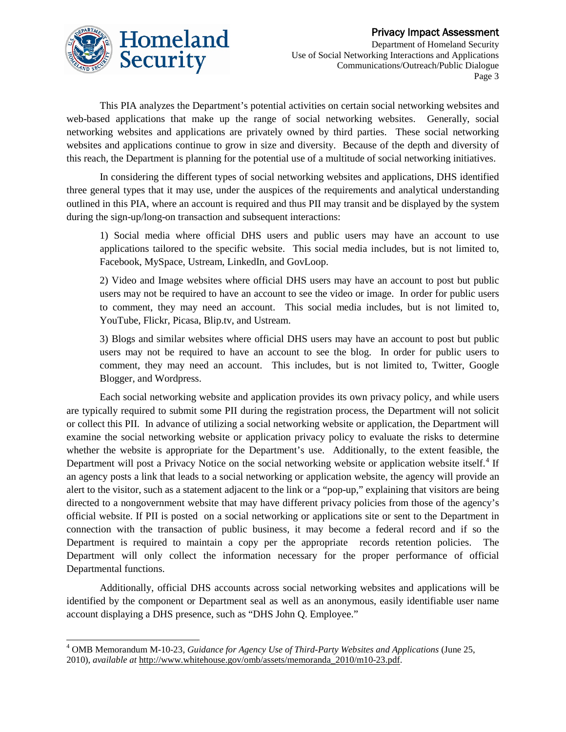This PIA analyzes the Department's potential activities on certain social networking websites and web-based applications that make up the range of social networking websites. Generally, social networking websites and applications are privately owned by third parties. These social networking websites and applications continue to grow in size and diversity. Because of the depth and diversity of this reach, the Department is planning for the potential use of a multitude of social networking initiatives.

In considering the different types of social networking websites and applications, DHS identified three general types that it may use, under the auspices of the requirements and analytical understanding outlined in this PIA, where an account is required and thus PII may transit and be displayed by the system during the sign-up/long-on transaction and subsequent interactions:

> 1) Social media where official DHS users and public users may have an account to use applications tailored to the specific website. This social media includes, but is not limited to, Facebook, MySpace, Ustream, LinkedIn, and GovLoop.
>
> 2) Video and Image websites where official DHS users may have an account to post but public users may not be required to have an account to see the video or image. In order for public users to comment, they may need an account. This social media includes, but is not limited to, YouTube, Flickr, Picasa, Blip.tv, and Ustream.
>
> 3) Blogs and similar websites where official DHS users may have an account to post but public users may not be required to have an account to see the blog. In order for public users to comment, they may need an account. This includes, but is not limited to, Twitter, Google Blogger, and Wordpress.

Each social networking website and application provides its own privacy policy, and while users are typically required to submit some PII during the registration process, the Department will not solicit or collect this PII. In advance of utilizing a social networking website or application, the Department will examine the social networking website or application privacy policy to evaluate the risks to determine whether the website is appropriate for the Department's use. Additionally, to the extent feasible, the Department will post a Privacy Notice on the social networking website or application website itself.[4] If an agency posts a link that leads to a social networking or application website, the agency will provide an alert to the visitor, such as a statement adjacent to the link or a "pop-up," explaining that visitors are being directed to a nongovernment website that may have different privacy policies from those of the agency's official website. If PII is posted on a social networking or applications site or sent to the Department in connection with the transaction of public business, it may become a federal record and if so the Department is required to maintain a copy per the appropriate records retention policies. The Department will only collect the information necessary for the proper performance of official Departmental functions.

Additionally, official DHS accounts across social networking websites and applications will be identified by the component or Department seal as well as an anonymous, easily identifiable user name account displaying a DHS presence, such as "DHS John Q. Employee."

---

[4] OMB Memorandum M-10-23, *Guidance for Agency Use of Third-Party Websites and Applications* (June 25, 2010), *available at* http://www.whitehouse.gov/omb/assets/memoranda_2010/m10-23.pdf.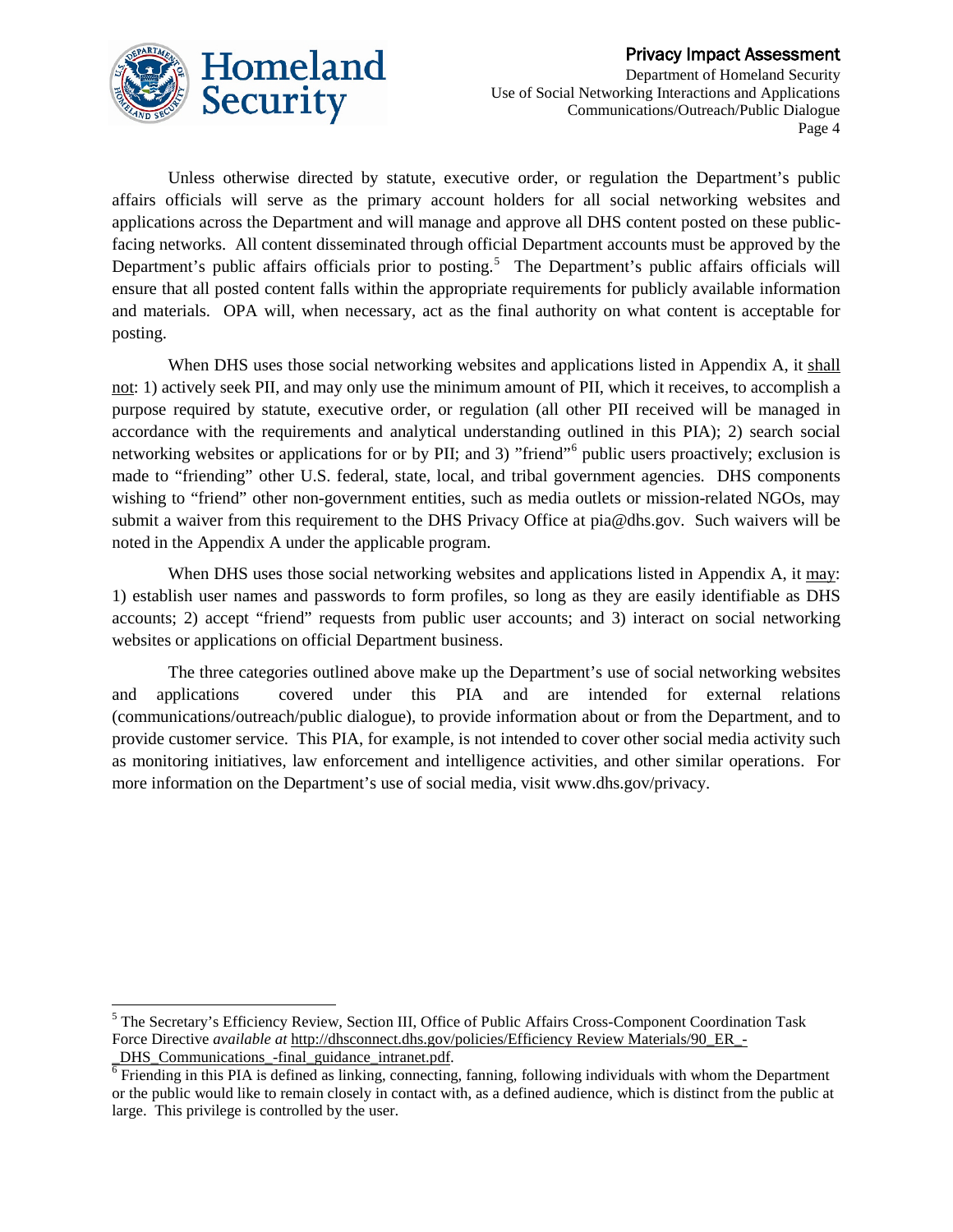Unless otherwise directed by statute, executive order, or regulation the Department's public affairs officials will serve as the primary account holders for all social networking websites and applications across the Department and will manage and approve all DHS content posted on these public-facing networks. All content disseminated through official Department accounts must be approved by the Department's public affairs officials prior to posting.[5] The Department's public affairs officials will ensure that all posted content falls within the appropriate requirements for publicly available information and materials. OPA will, when necessary, act as the final authority on what content is acceptable for posting.

When DHS uses those social networking websites and applications listed in Appendix A, it shall not: 1) actively seek PII, and may only use the minimum amount of PII, which it receives, to accomplish a purpose required by statute, executive order, or regulation (all other PII received will be managed in accordance with the requirements and analytical understanding outlined in this PIA); 2) search social networking websites or applications for or by PII; and 3) "friend"[6] public users proactively; exclusion is made to "friending" other U.S. federal, state, local, and tribal government agencies. DHS components wishing to "friend" other non-government entities, such as media outlets or mission-related NGOs, may submit a waiver from this requirement to the DHS Privacy Office at pia@dhs.gov. Such waivers will be noted in the Appendix A under the applicable program.

When DHS uses those social networking websites and applications listed in Appendix A, it may: 1) establish user names and passwords to form profiles, so long as they are easily identifiable as DHS accounts; 2) accept "friend" requests from public user accounts; and 3) interact on social networking websites or applications on official Department business.

The three categories outlined above make up the Department's use of social networking websites and applications covered under this PIA and are intended for external relations (communications/outreach/public dialogue), to provide information about or from the Department, and to provide customer service. This PIA, for example, is not intended to cover other social media activity such as monitoring initiatives, law enforcement and intelligence activities, and other similar operations. For more information on the Department's use of social media, visit www.dhs.gov/privacy.

---

[5] The Secretary's Efficiency Review, Section III, Office of Public Affairs Cross-Component Coordination Task Force Directive *available at* http://dhsconnect.dhs.gov/policies/Efficiency Review Materials/90_ER_-_DHS_Communications_-final_guidance_intranet.pdf.

[6] Friending in this PIA is defined as linking, connecting, fanning, following individuals with whom the Department or the public would like to remain closely in contact with, as a defined audience, which is distinct from the public at large. This privilege is controlled by the user.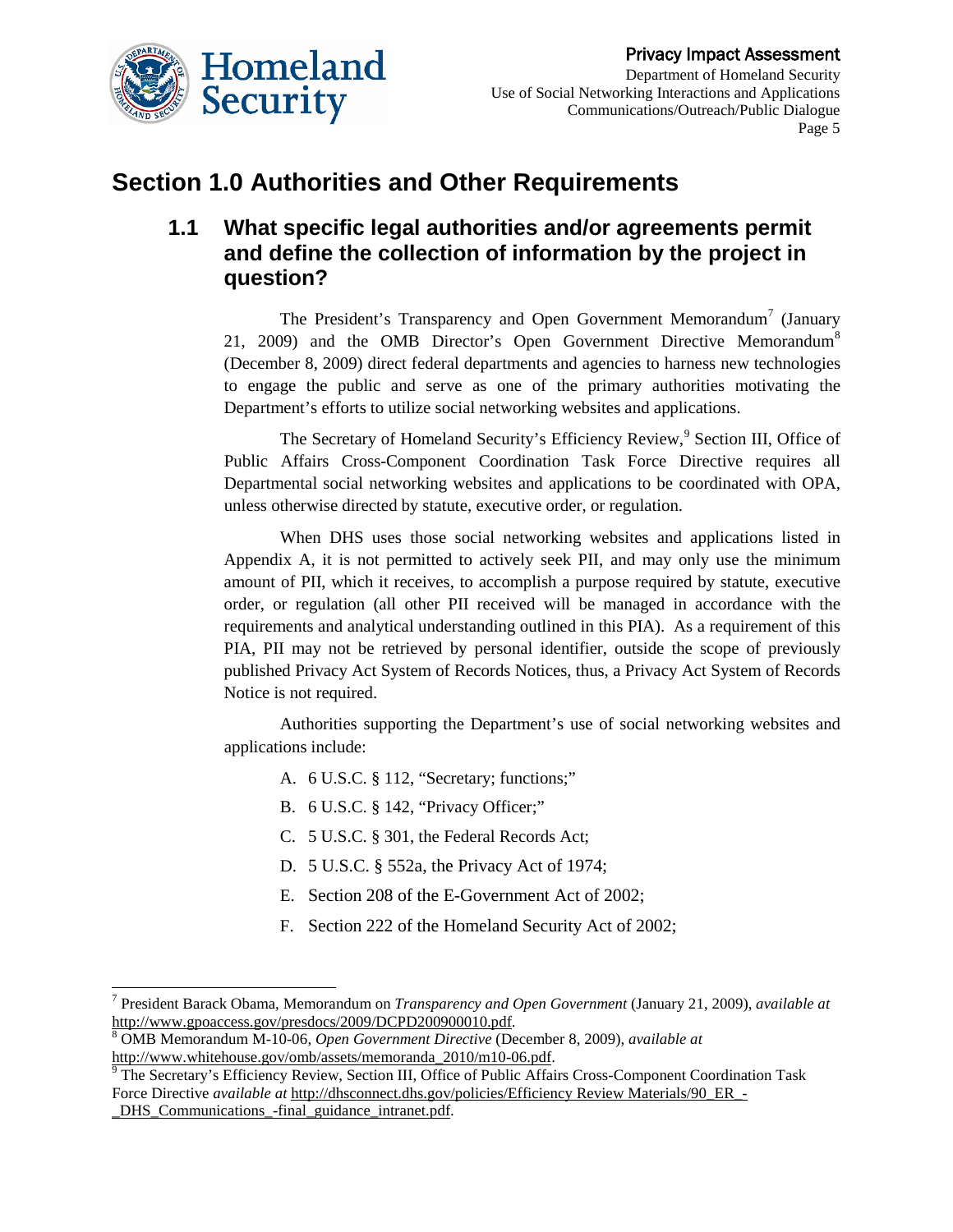# Section 1.0 Authorities and Other Requirements

## 1.1 What specific legal authorities and/or agreements permit and define the collection of information by the project in question?

The President's Transparency and Open Government Memorandum[7] (January 21, 2009) and the OMB Director's Open Government Directive Memorandum[8] (December 8, 2009) direct federal departments and agencies to harness new technologies to engage the public and serve as one of the primary authorities motivating the Department's efforts to utilize social networking websites and applications.

The Secretary of Homeland Security's Efficiency Review,[9] Section III, Office of Public Affairs Cross-Component Coordination Task Force Directive requires all Departmental social networking websites and applications to be coordinated with OPA, unless otherwise directed by statute, executive order, or regulation.

When DHS uses those social networking websites and applications listed in Appendix A, it is not permitted to actively seek PII, and may only use the minimum amount of PII, which it receives, to accomplish a purpose required by statute, executive order, or regulation (all other PII received will be managed in accordance with the requirements and analytical understanding outlined in this PIA). As a requirement of this PIA, PII may not be retrieved by personal identifier, outside the scope of previously published Privacy Act System of Records Notices, thus, a Privacy Act System of Records Notice is not required.

Authorities supporting the Department's use of social networking websites and applications include:

A. 6 U.S.C. § 112, "Secretary; functions;"

B. 6 U.S.C. § 142, "Privacy Officer;"

C. 5 U.S.C. § 301, the Federal Records Act;

D. 5 U.S.C. § 552a, the Privacy Act of 1974;

E. Section 208 of the E-Government Act of 2002;

F. Section 222 of the Homeland Security Act of 2002;

---

[7] President Barack Obama, Memorandum on *Transparency and Open Government* (January 21, 2009), *available at* http://www.gpoaccess.gov/presdocs/2009/DCPD200900010.pdf.

[8] OMB Memorandum M-10-06, *Open Government Directive* (December 8, 2009), *available at* http://www.whitehouse.gov/omb/assets/memoranda_2010/m10-06.pdf.

[9] The Secretary's Efficiency Review, Section III, Office of Public Affairs Cross-Component Coordination Task Force Directive *available at* http://dhsconnect.dhs.gov/policies/Efficiency Review Materials/90_ER_-_DHS_Communications_-final_guidance_intranet.pdf.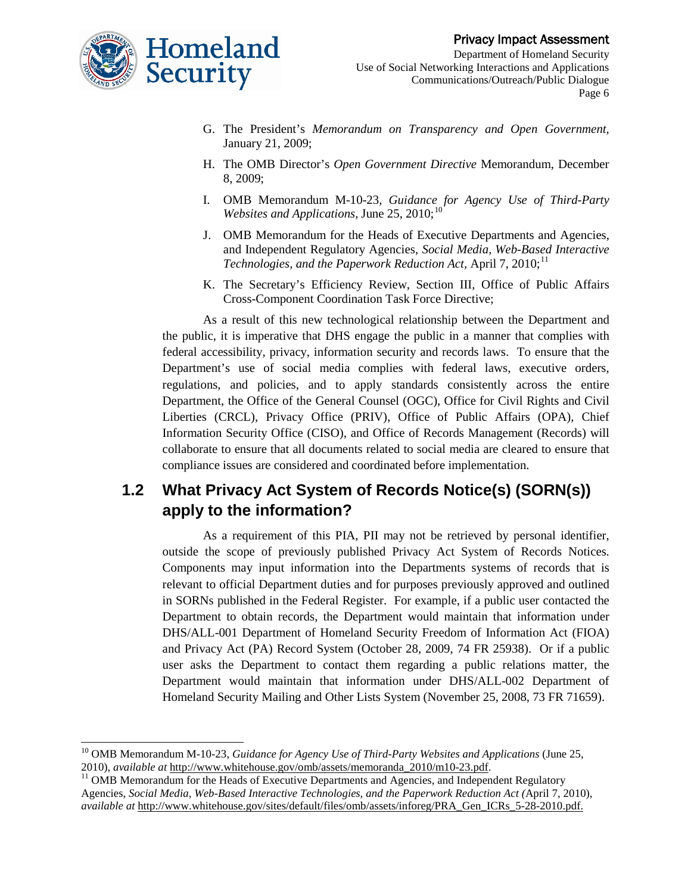G. The President's *Memorandum on Transparency and Open Government*, January 21, 2009;

H. The OMB Director's *Open Government Directive* Memorandum, December 8, 2009;

I. OMB Memorandum M-10-23, *Guidance for Agency Use of Third-Party Websites and Applications*, June 25, 2010;[10]

J. OMB Memorandum for the Heads of Executive Departments and Agencies, and Independent Regulatory Agencies, *Social Media, Web-Based Interactive Technologies, and the Paperwork Reduction Act*, April 7, 2010;[11]

K. The Secretary's Efficiency Review, Section III, Office of Public Affairs Cross-Component Coordination Task Force Directive;

As a result of this new technological relationship between the Department and the public, it is imperative that DHS engage the public in a manner that complies with federal accessibility, privacy, information security and records laws. To ensure that the Department's use of social media complies with federal laws, executive orders, regulations, and policies, and to apply standards consistently across the entire Department, the Office of the General Counsel (OGC), Office for Civil Rights and Civil Liberties (CRCL), Privacy Office (PRIV), Office of Public Affairs (OPA), Chief Information Security Office (CISO), and Office of Records Management (Records) will collaborate to ensure that all documents related to social media are cleared to ensure that compliance issues are considered and coordinated before implementation.

## 1.2 What Privacy Act System of Records Notice(s) (SORN(s)) apply to the information?

As a requirement of this PIA, PII may not be retrieved by personal identifier, outside the scope of previously published Privacy Act System of Records Notices. Components may input information into the Departments systems of records that is relevant to official Department duties and for purposes previously approved and outlined in SORNs published in the Federal Register. For example, if a public user contacted the Department to obtain records, the Department would maintain that information under DHS/ALL-001 Department of Homeland Security Freedom of Information Act (FIOA) and Privacy Act (PA) Record System (October 28, 2009, 74 FR 25938). Or if a public user asks the Department to contact them regarding a public relations matter, the Department would maintain that information under DHS/ALL-002 Department of Homeland Security Mailing and Other Lists System (November 25, 2008, 73 FR 71659).

---

[10] OMB Memorandum M-10-23, *Guidance for Agency Use of Third-Party Websites and Applications* (June 25, 2010), *available at* http://www.whitehouse.gov/omb/assets/memoranda_2010/m10-23.pdf.

[11] OMB Memorandum for the Heads of Executive Departments and Agencies, and Independent Regulatory Agencies, *Social Media, Web-Based Interactive Technologies, and the Paperwork Reduction Act (*April 7, 2010), *available at* http://www.whitehouse.gov/sites/default/files/omb/assets/inforeg/PRA_Gen_ICRs_5-28-2010.pdf.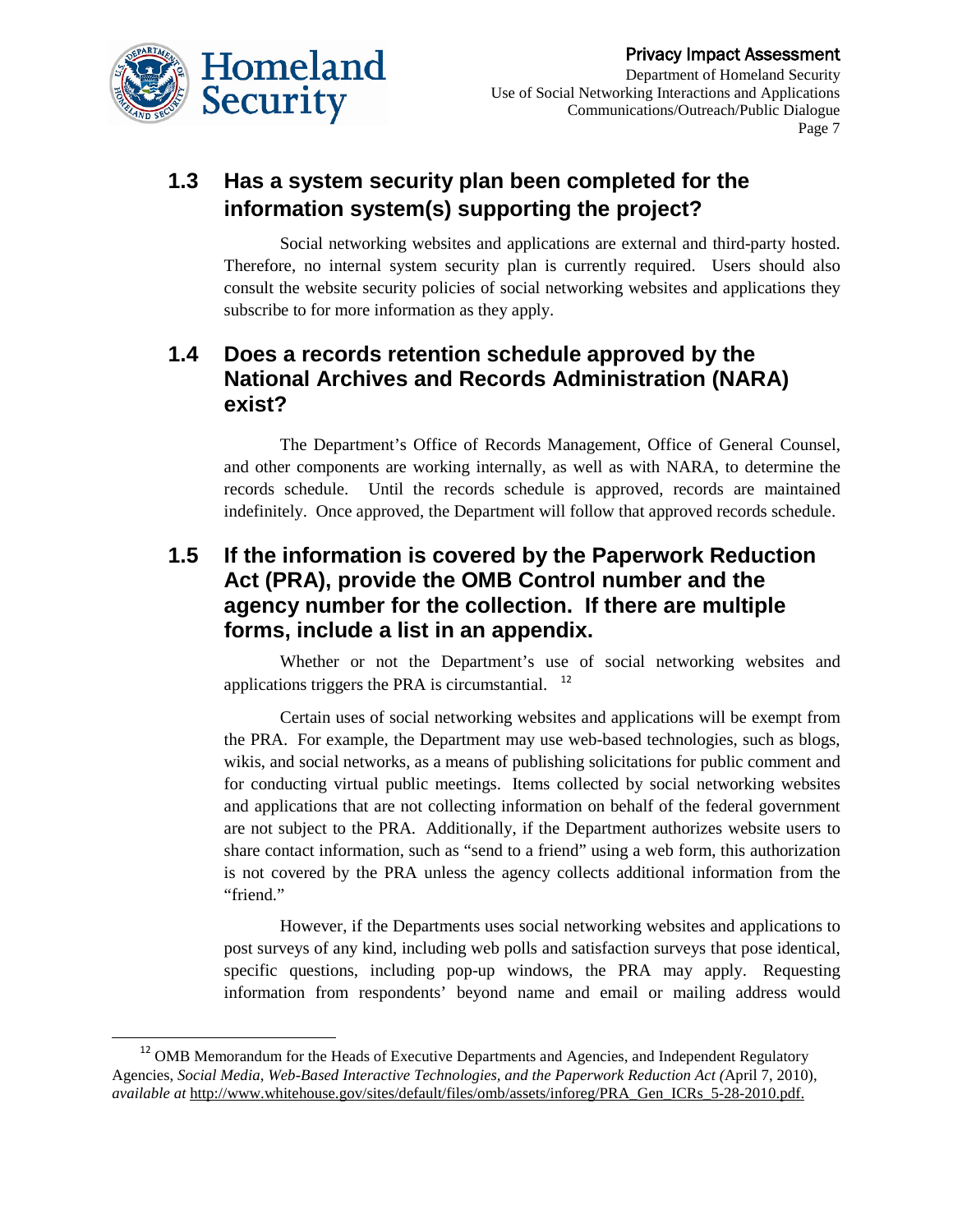## 1.3 Has a system security plan been completed for the information system(s) supporting the project?

Social networking websites and applications are external and third-party hosted. Therefore, no internal system security plan is currently required. Users should also consult the website security policies of social networking websites and applications they subscribe to for more information as they apply.

## 1.4 Does a records retention schedule approved by the National Archives and Records Administration (NARA) exist?

The Department's Office of Records Management, Office of General Counsel, and other components are working internally, as well as with NARA, to determine the records schedule. Until the records schedule is approved, records are maintained indefinitely. Once approved, the Department will follow that approved records schedule.

## 1.5 If the information is covered by the Paperwork Reduction Act (PRA), provide the OMB Control number and the agency number for the collection. If there are multiple forms, include a list in an appendix.

Whether or not the Department's use of social networking websites and applications triggers the PRA is circumstantial. [12]

Certain uses of social networking websites and applications will be exempt from the PRA. For example, the Department may use web-based technologies, such as blogs, wikis, and social networks, as a means of publishing solicitations for public comment and for conducting virtual public meetings. Items collected by social networking websites and applications that are not collecting information on behalf of the federal government are not subject to the PRA. Additionally, if the Department authorizes website users to share contact information, such as "send to a friend" using a web form, this authorization is not covered by the PRA unless the agency collects additional information from the "friend."

However, if the Departments uses social networking websites and applications to post surveys of any kind, including web polls and satisfaction surveys that pose identical, specific questions, including pop-up windows, the PRA may apply. Requesting information from respondents' beyond name and email or mailing address would

---

[12] OMB Memorandum for the Heads of Executive Departments and Agencies, and Independent Regulatory Agencies, *Social Media, Web-Based Interactive Technologies, and the Paperwork Reduction Act (*April 7, 2010), *available at* http://www.whitehouse.gov/sites/default/files/omb/assets/inforeg/PRA_Gen_ICRs_5-28-2010.pdf.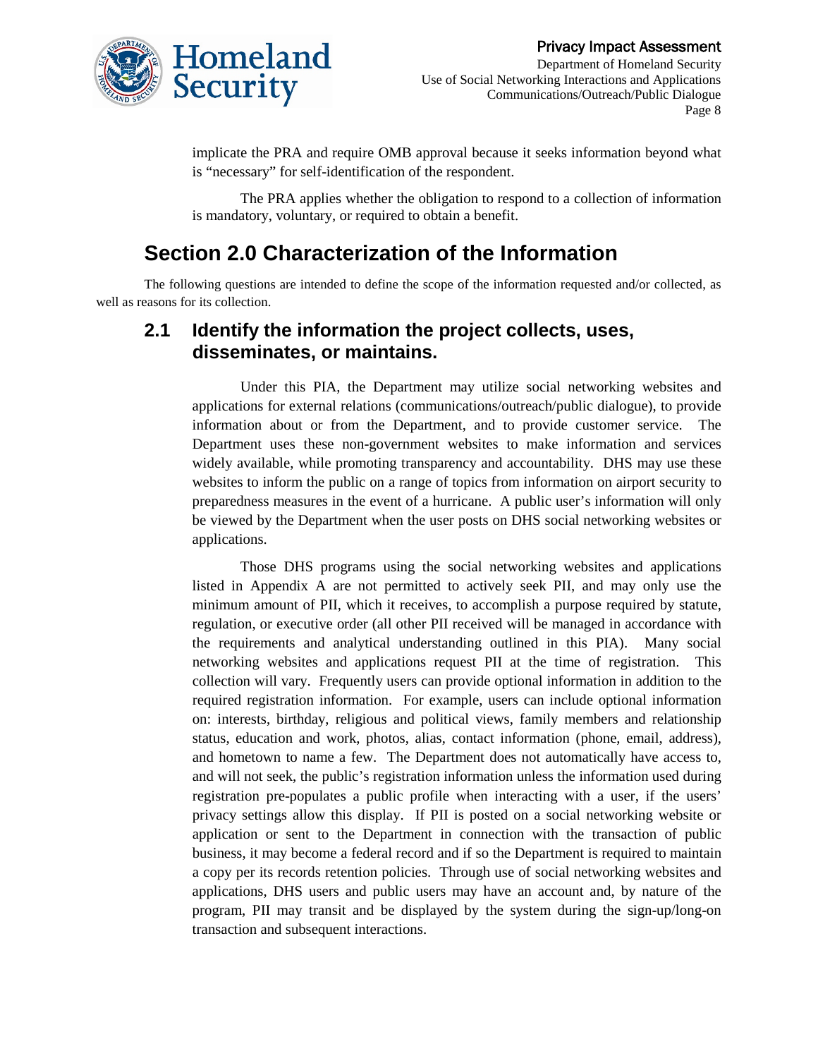implicate the PRA and require OMB approval because it seeks information beyond what is "necessary" for self-identification of the respondent.

The PRA applies whether the obligation to respond to a collection of information is mandatory, voluntary, or required to obtain a benefit.

# Section 2.0 Characterization of the Information

The following questions are intended to define the scope of the information requested and/or collected, as well as reasons for its collection.

## 2.1 Identify the information the project collects, uses, disseminates, or maintains.

Under this PIA, the Department may utilize social networking websites and applications for external relations (communications/outreach/public dialogue), to provide information about or from the Department, and to provide customer service. The Department uses these non-government websites to make information and services widely available, while promoting transparency and accountability. DHS may use these websites to inform the public on a range of topics from information on airport security to preparedness measures in the event of a hurricane. A public user's information will only be viewed by the Department when the user posts on DHS social networking websites or applications.

Those DHS programs using the social networking websites and applications listed in Appendix A are not permitted to actively seek PII, and may only use the minimum amount of PII, which it receives, to accomplish a purpose required by statute, regulation, or executive order (all other PII received will be managed in accordance with the requirements and analytical understanding outlined in this PIA). Many social networking websites and applications request PII at the time of registration. This collection will vary. Frequently users can provide optional information in addition to the required registration information. For example, users can include optional information on: interests, birthday, religious and political views, family members and relationship status, education and work, photos, alias, contact information (phone, email, address), and hometown to name a few. The Department does not automatically have access to, and will not seek, the public's registration information unless the information used during registration pre-populates a public profile when interacting with a user, if the users' privacy settings allow this display. If PII is posted on a social networking website or application or sent to the Department in connection with the transaction of public business, it may become a federal record and if so the Department is required to maintain a copy per its records retention policies. Through use of social networking websites and applications, DHS users and public users may have an account and, by nature of the program, PII may transit and be displayed by the system during the sign-up/long-on transaction and subsequent interactions.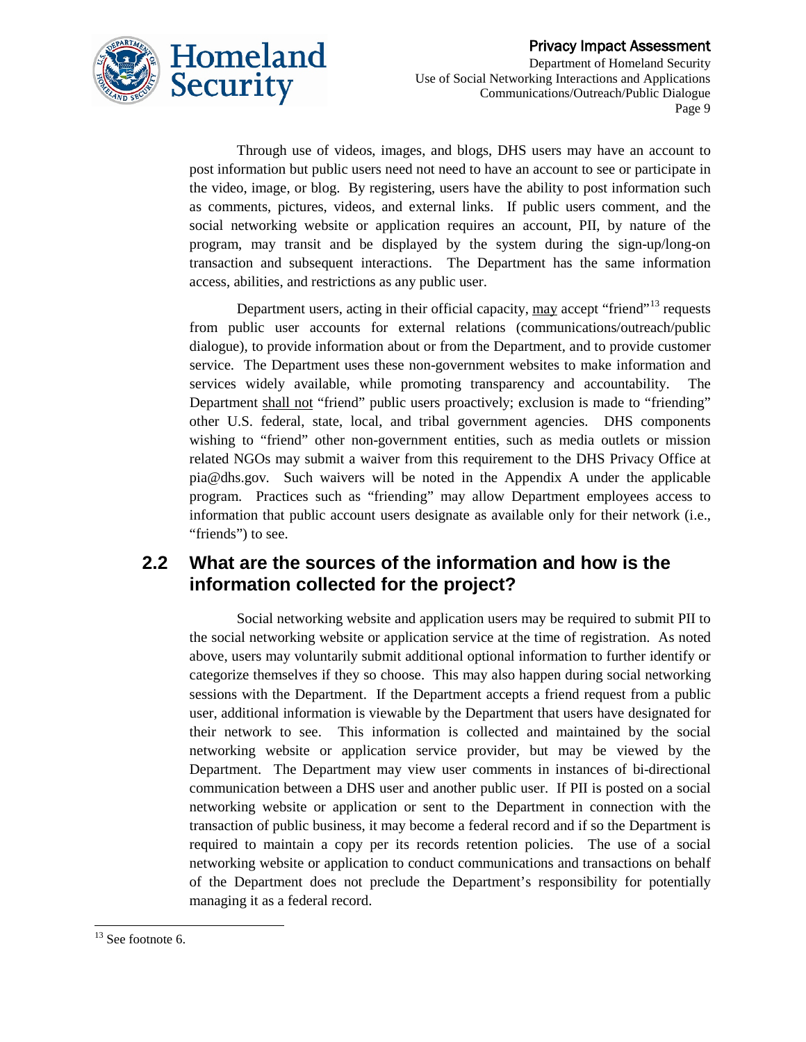Through use of videos, images, and blogs, DHS users may have an account to post information but public users need not need to have an account to see or participate in the video, image, or blog. By registering, users have the ability to post information such as comments, pictures, videos, and external links. If public users comment, and the social networking website or application requires an account, PII, by nature of the program, may transit and be displayed by the system during the sign-up/long-on transaction and subsequent interactions. The Department has the same information access, abilities, and restrictions as any public user.

Department users, acting in their official capacity, <u>may</u> accept "friend"[13] requests from public user accounts for external relations (communications/outreach/public dialogue), to provide information about or from the Department, and to provide customer service. The Department uses these non-government websites to make information and services widely available, while promoting transparency and accountability. The Department <u>shall not</u> "friend" public users proactively; exclusion is made to "friending" other U.S. federal, state, local, and tribal government agencies. DHS components wishing to "friend" other non-government entities, such as media outlets or mission related NGOs may submit a waiver from this requirement to the DHS Privacy Office at pia@dhs.gov. Such waivers will be noted in the Appendix A under the applicable program. Practices such as "friending" may allow Department employees access to information that public account users designate as available only for their network (i.e., "friends") to see.

## 2.2 What are the sources of the information and how is the information collected for the project?

Social networking website and application users may be required to submit PII to the social networking website or application service at the time of registration. As noted above, users may voluntarily submit additional optional information to further identify or categorize themselves if they so choose. This may also happen during social networking sessions with the Department. If the Department accepts a friend request from a public user, additional information is viewable by the Department that users have designated for their network to see. This information is collected and maintained by the social networking website or application service provider, but may be viewed by the Department. The Department may view user comments in instances of bi-directional communication between a DHS user and another public user. If PII is posted on a social networking website or application or sent to the Department in connection with the transaction of public business, it may become a federal record and if so the Department is required to maintain a copy per its records retention policies. The use of a social networking website or application to conduct communications and transactions on behalf of the Department does not preclude the Department's responsibility for potentially managing it as a federal record.

---

[13] See footnote 6.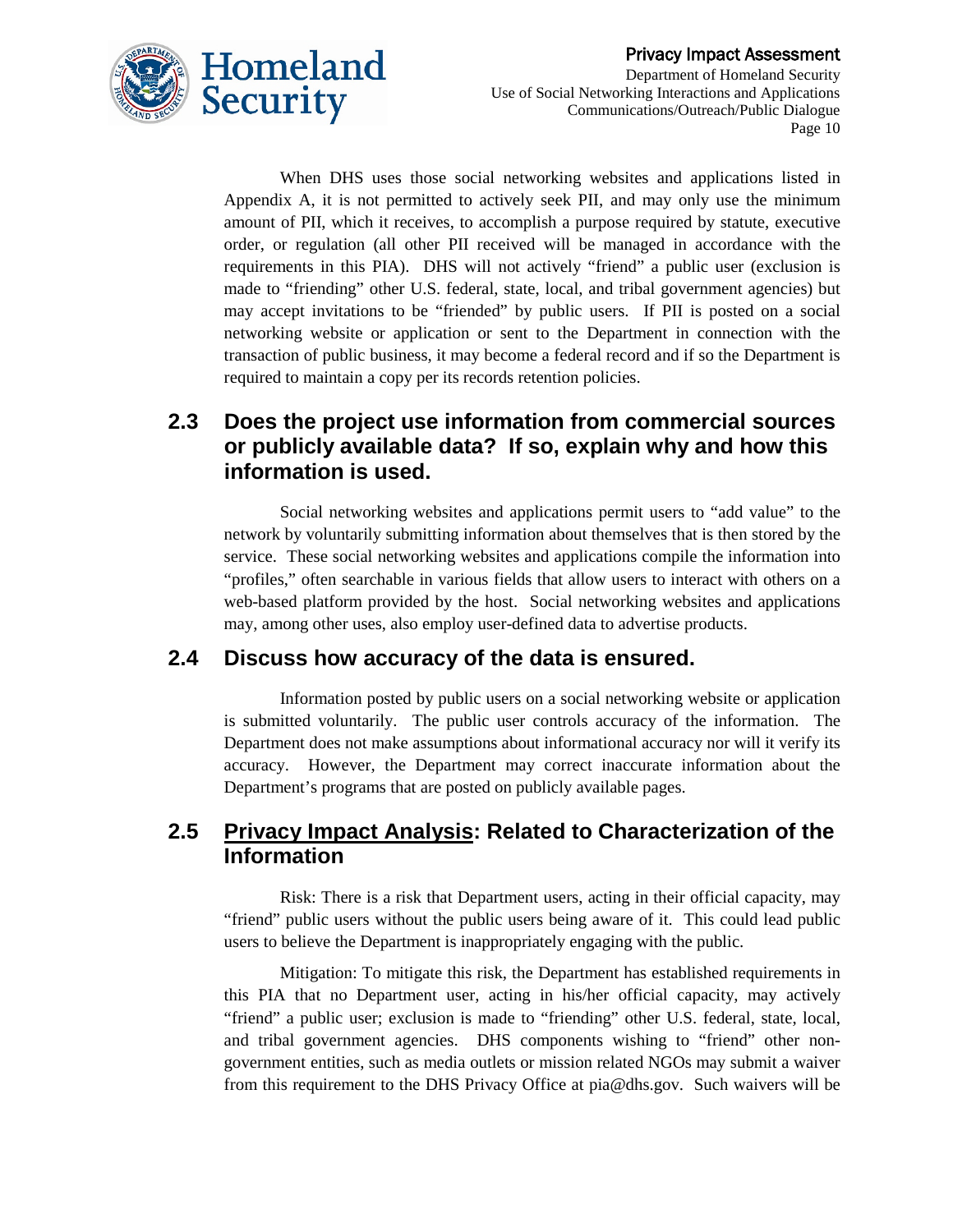When DHS uses those social networking websites and applications listed in Appendix A, it is not permitted to actively seek PII, and may only use the minimum amount of PII, which it receives, to accomplish a purpose required by statute, executive order, or regulation (all other PII received will be managed in accordance with the requirements in this PIA). DHS will not actively "friend" a public user (exclusion is made to "friending" other U.S. federal, state, local, and tribal government agencies) but may accept invitations to be "friended" by public users. If PII is posted on a social networking website or application or sent to the Department in connection with the transaction of public business, it may become a federal record and if so the Department is required to maintain a copy per its records retention policies.

## 2.3 Does the project use information from commercial sources or publicly available data? If so, explain why and how this information is used.

Social networking websites and applications permit users to "add value" to the network by voluntarily submitting information about themselves that is then stored by the service. These social networking websites and applications compile the information into "profiles," often searchable in various fields that allow users to interact with others on a web-based platform provided by the host. Social networking websites and applications may, among other uses, also employ user-defined data to advertise products.

## 2.4 Discuss how accuracy of the data is ensured.

Information posted by public users on a social networking website or application is submitted voluntarily. The public user controls accuracy of the information. The Department does not make assumptions about informational accuracy nor will it verify its accuracy. However, the Department may correct inaccurate information about the Department's programs that are posted on publicly available pages.

## 2.5 Privacy Impact Analysis: Related to Characterization of the Information

Risk: There is a risk that Department users, acting in their official capacity, may "friend" public users without the public users being aware of it. This could lead public users to believe the Department is inappropriately engaging with the public.

Mitigation: To mitigate this risk, the Department has established requirements in this PIA that no Department user, acting in his/her official capacity, may actively "friend" a public user; exclusion is made to "friending" other U.S. federal, state, local, and tribal government agencies. DHS components wishing to "friend" other non-government entities, such as media outlets or mission related NGOs may submit a waiver from this requirement to the DHS Privacy Office at pia@dhs.gov. Such waivers will be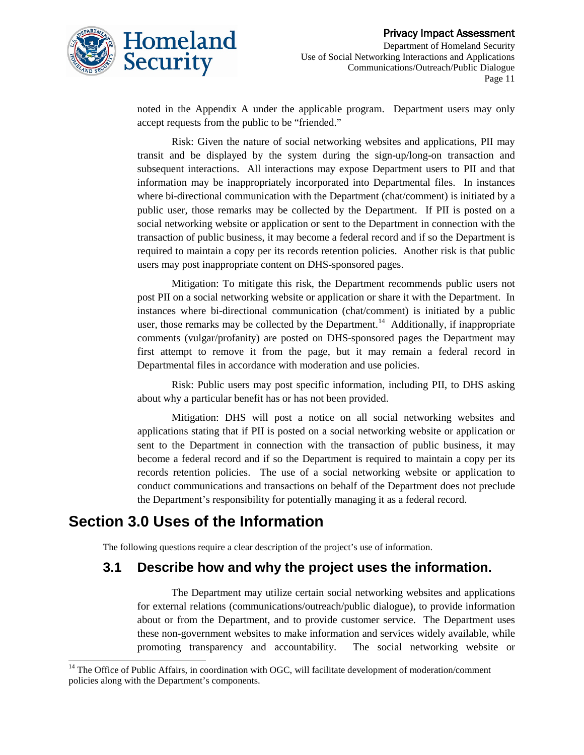noted in the Appendix A under the applicable program. Department users may only accept requests from the public to be "friended."

Risk: Given the nature of social networking websites and applications, PII may transit and be displayed by the system during the sign-up/long-on transaction and subsequent interactions. All interactions may expose Department users to PII and that information may be inappropriately incorporated into Departmental files. In instances where bi-directional communication with the Department (chat/comment) is initiated by a public user, those remarks may be collected by the Department. If PII is posted on a social networking website or application or sent to the Department in connection with the transaction of public business, it may become a federal record and if so the Department is required to maintain a copy per its records retention policies. Another risk is that public users may post inappropriate content on DHS-sponsored pages.

Mitigation: To mitigate this risk, the Department recommends public users not post PII on a social networking website or application or share it with the Department. In instances where bi-directional communication (chat/comment) is initiated by a public user, those remarks may be collected by the Department.[14] Additionally, if inappropriate comments (vulgar/profanity) are posted on DHS-sponsored pages the Department may first attempt to remove it from the page, but it may remain a federal record in Departmental files in accordance with moderation and use policies.

Risk: Public users may post specific information, including PII, to DHS asking about why a particular benefit has or has not been provided.

Mitigation: DHS will post a notice on all social networking websites and applications stating that if PII is posted on a social networking website or application or sent to the Department in connection with the transaction of public business, it may become a federal record and if so the Department is required to maintain a copy per its records retention policies. The use of a social networking website or application to conduct communications and transactions on behalf of the Department does not preclude the Department's responsibility for potentially managing it as a federal record.

# Section 3.0 Uses of the Information

The following questions require a clear description of the project's use of information.

## 3.1 Describe how and why the project uses the information.

The Department may utilize certain social networking websites and applications for external relations (communications/outreach/public dialogue), to provide information about or from the Department, and to provide customer service. The Department uses these non-government websites to make information and services widely available, while promoting transparency and accountability. The social networking website or

[14] The Office of Public Affairs, in coordination with OGC, will facilitate development of moderation/comment policies along with the Department's components.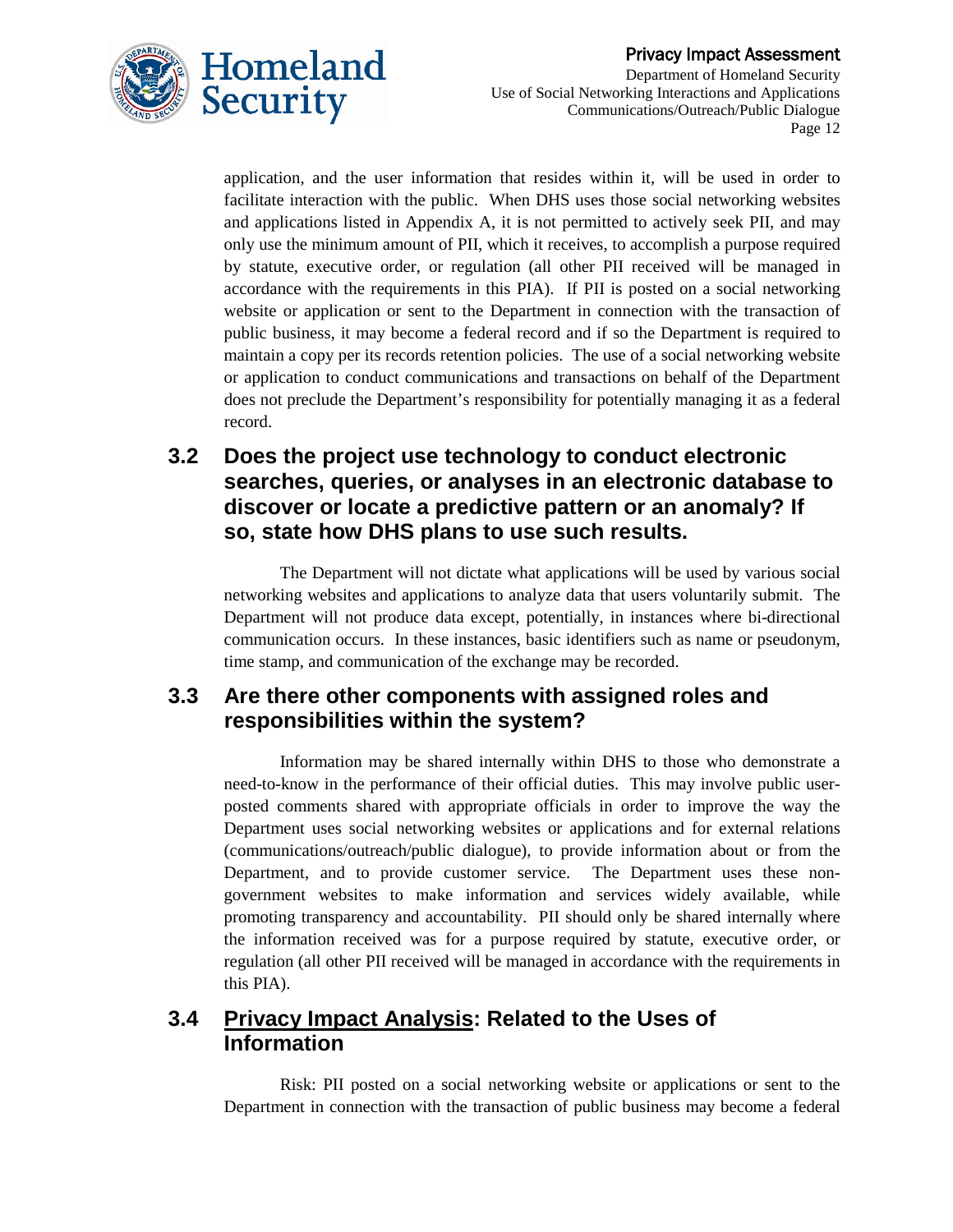application, and the user information that resides within it, will be used in order to facilitate interaction with the public. When DHS uses those social networking websites and applications listed in Appendix A, it is not permitted to actively seek PII, and may only use the minimum amount of PII, which it receives, to accomplish a purpose required by statute, executive order, or regulation (all other PII received will be managed in accordance with the requirements in this PIA). If PII is posted on a social networking website or application or sent to the Department in connection with the transaction of public business, it may become a federal record and if so the Department is required to maintain a copy per its records retention policies. The use of a social networking website or application to conduct communications and transactions on behalf of the Department does not preclude the Department's responsibility for potentially managing it as a federal record.

## 3.2 Does the project use technology to conduct electronic searches, queries, or analyses in an electronic database to discover or locate a predictive pattern or an anomaly? If so, state how DHS plans to use such results.

The Department will not dictate what applications will be used by various social networking websites and applications to analyze data that users voluntarily submit. The Department will not produce data except, potentially, in instances where bi-directional communication occurs. In these instances, basic identifiers such as name or pseudonym, time stamp, and communication of the exchange may be recorded.

## 3.3 Are there other components with assigned roles and responsibilities within the system?

Information may be shared internally within DHS to those who demonstrate a need-to-know in the performance of their official duties. This may involve public user-posted comments shared with appropriate officials in order to improve the way the Department uses social networking websites or applications and for external relations (communications/outreach/public dialogue), to provide information about or from the Department, and to provide customer service. The Department uses these non-government websites to make information and services widely available, while promoting transparency and accountability. PII should only be shared internally where the information received was for a purpose required by statute, executive order, or regulation (all other PII received will be managed in accordance with the requirements in this PIA).

## 3.4 Privacy Impact Analysis: Related to the Uses of Information

Risk: PII posted on a social networking website or applications or sent to the Department in connection with the transaction of public business may become a federal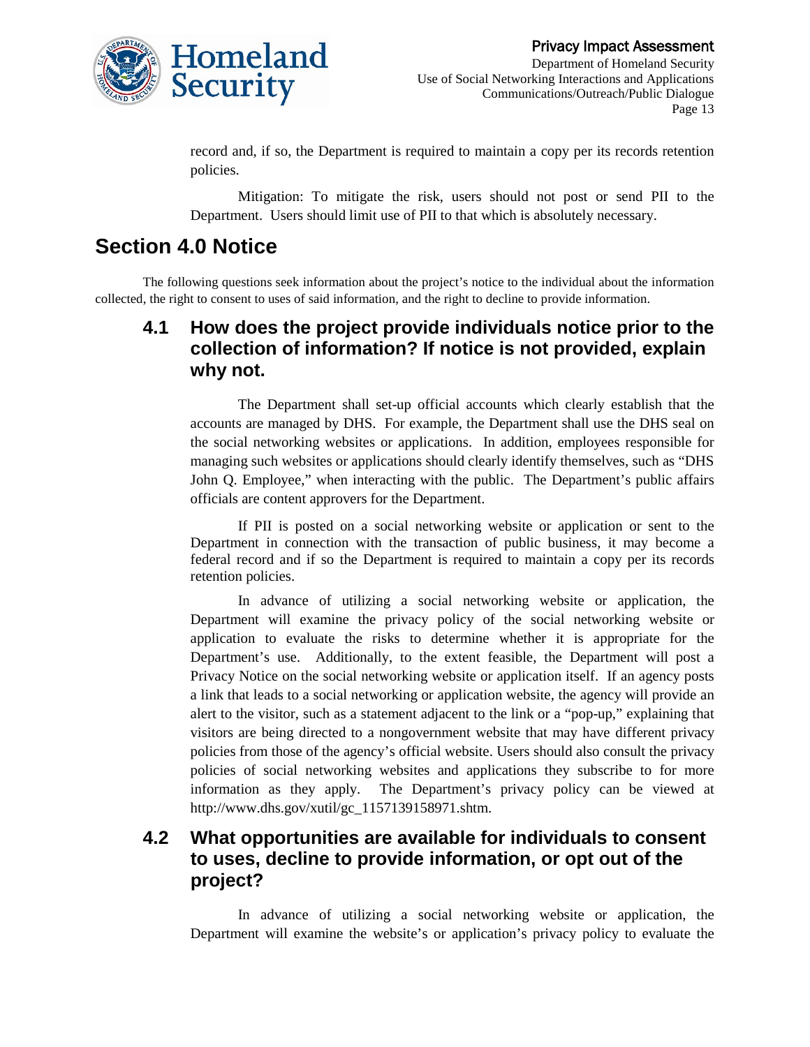record and, if so, the Department is required to maintain a copy per its records retention policies.

Mitigation: To mitigate the risk, users should not post or send PII to the Department. Users should limit use of PII to that which is absolutely necessary.

# Section 4.0 Notice

The following questions seek information about the project's notice to the individual about the information collected, the right to consent to uses of said information, and the right to decline to provide information.

## 4.1 How does the project provide individuals notice prior to the collection of information? If notice is not provided, explain why not.

The Department shall set-up official accounts which clearly establish that the accounts are managed by DHS. For example, the Department shall use the DHS seal on the social networking websites or applications. In addition, employees responsible for managing such websites or applications should clearly identify themselves, such as "DHS John Q. Employee," when interacting with the public. The Department's public affairs officials are content approvers for the Department.

If PII is posted on a social networking website or application or sent to the Department in connection with the transaction of public business, it may become a federal record and if so the Department is required to maintain a copy per its records retention policies.

In advance of utilizing a social networking website or application, the Department will examine the privacy policy of the social networking website or application to evaluate the risks to determine whether it is appropriate for the Department's use. Additionally, to the extent feasible, the Department will post a Privacy Notice on the social networking website or application itself. If an agency posts a link that leads to a social networking or application website, the agency will provide an alert to the visitor, such as a statement adjacent to the link or a "pop-up," explaining that visitors are being directed to a nongovernment website that may have different privacy policies from those of the agency's official website. Users should also consult the privacy policies of social networking websites and applications they subscribe to for more information as they apply. The Department's privacy policy can be viewed at http://www.dhs.gov/xutil/gc_1157139158971.shtm.

## 4.2 What opportunities are available for individuals to consent to uses, decline to provide information, or opt out of the project?

In advance of utilizing a social networking website or application, the Department will examine the website's or application's privacy policy to evaluate the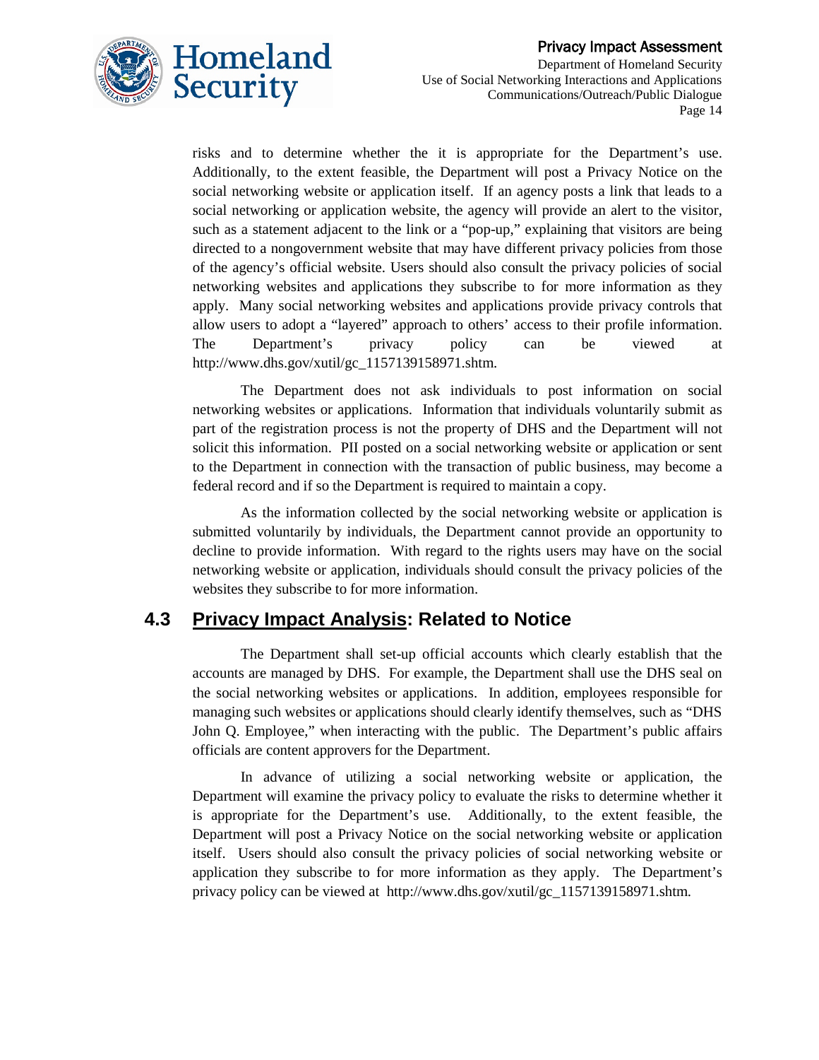risks and to determine whether the it is appropriate for the Department's use. Additionally, to the extent feasible, the Department will post a Privacy Notice on the social networking website or application itself. If an agency posts a link that leads to a social networking or application website, the agency will provide an alert to the visitor, such as a statement adjacent to the link or a "pop-up," explaining that visitors are being directed to a nongovernment website that may have different privacy policies from those of the agency's official website. Users should also consult the privacy policies of social networking websites and applications they subscribe to for more information as they apply. Many social networking websites and applications provide privacy controls that allow users to adopt a "layered" approach to others' access to their profile information. The Department's privacy policy can be viewed at http://www.dhs.gov/xutil/gc_1157139158971.shtm.

The Department does not ask individuals to post information on social networking websites or applications. Information that individuals voluntarily submit as part of the registration process is not the property of DHS and the Department will not solicit this information. PII posted on a social networking website or application or sent to the Department in connection with the transaction of public business, may become a federal record and if so the Department is required to maintain a copy.

As the information collected by the social networking website or application is submitted voluntarily by individuals, the Department cannot provide an opportunity to decline to provide information. With regard to the rights users may have on the social networking website or application, individuals should consult the privacy policies of the websites they subscribe to for more information.

## 4.3 Privacy Impact Analysis: Related to Notice

The Department shall set-up official accounts which clearly establish that the accounts are managed by DHS. For example, the Department shall use the DHS seal on the social networking websites or applications. In addition, employees responsible for managing such websites or applications should clearly identify themselves, such as "DHS John Q. Employee," when interacting with the public. The Department's public affairs officials are content approvers for the Department.

In advance of utilizing a social networking website or application, the Department will examine the privacy policy to evaluate the risks to determine whether it is appropriate for the Department's use. Additionally, to the extent feasible, the Department will post a Privacy Notice on the social networking website or application itself. Users should also consult the privacy policies of social networking website or application they subscribe to for more information as they apply. The Department's privacy policy can be viewed at http://www.dhs.gov/xutil/gc_1157139158971.shtm.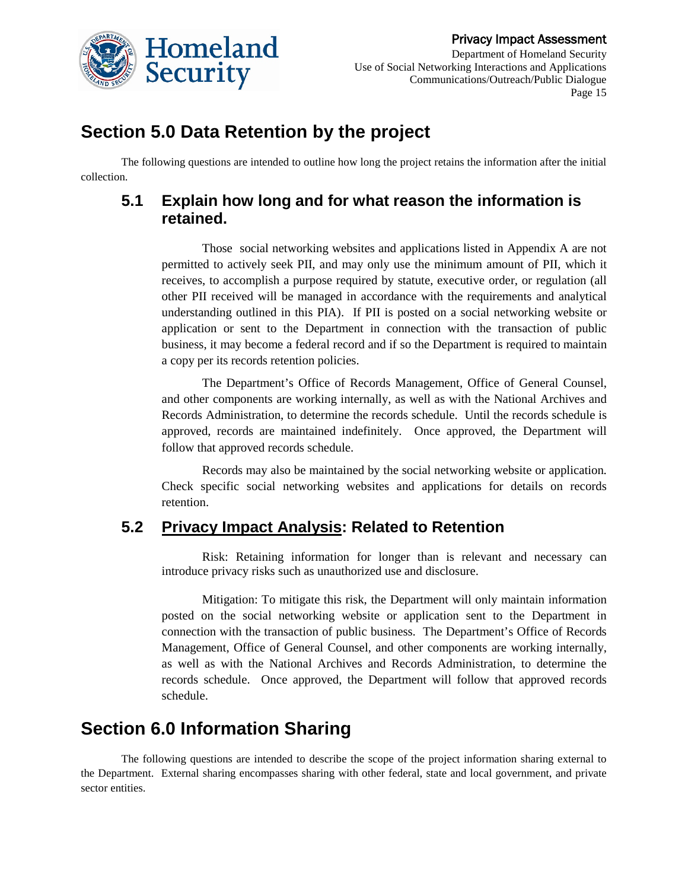# Section 5.0 Data Retention by the project

The following questions are intended to outline how long the project retains the information after the initial collection.

## 5.1 Explain how long and for what reason the information is retained.

Those social networking websites and applications listed in Appendix A are not permitted to actively seek PII, and may only use the minimum amount of PII, which it receives, to accomplish a purpose required by statute, executive order, or regulation (all other PII received will be managed in accordance with the requirements and analytical understanding outlined in this PIA). If PII is posted on a social networking website or application or sent to the Department in connection with the transaction of public business, it may become a federal record and if so the Department is required to maintain a copy per its records retention policies.

The Department's Office of Records Management, Office of General Counsel, and other components are working internally, as well as with the National Archives and Records Administration, to determine the records schedule. Until the records schedule is approved, records are maintained indefinitely. Once approved, the Department will follow that approved records schedule.

Records may also be maintained by the social networking website or application. Check specific social networking websites and applications for details on records retention.

## 5.2 Privacy Impact Analysis: Related to Retention

Risk: Retaining information for longer than is relevant and necessary can introduce privacy risks such as unauthorized use and disclosure.

Mitigation: To mitigate this risk, the Department will only maintain information posted on the social networking website or application sent to the Department in connection with the transaction of public business. The Department's Office of Records Management, Office of General Counsel, and other components are working internally, as well as with the National Archives and Records Administration, to determine the records schedule. Once approved, the Department will follow that approved records schedule.

# Section 6.0 Information Sharing

The following questions are intended to describe the scope of the project information sharing external to the Department. External sharing encompasses sharing with other federal, state and local government, and private sector entities.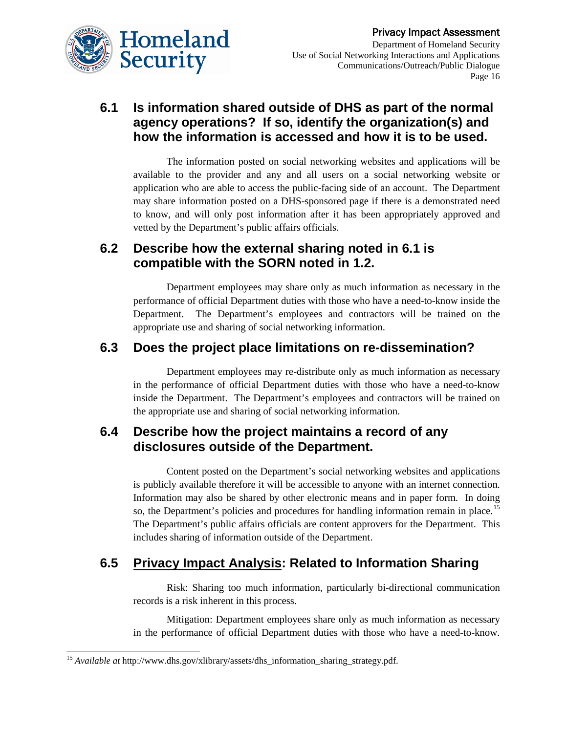## 6.1 Is information shared outside of DHS as part of the normal agency operations? If so, identify the organization(s) and how the information is accessed and how it is to be used.

The information posted on social networking websites and applications will be available to the provider and any and all users on a social networking website or application who are able to access the public-facing side of an account. The Department may share information posted on a DHS-sponsored page if there is a demonstrated need to know, and will only post information after it has been appropriately approved and vetted by the Department's public affairs officials.

## 6.2 Describe how the external sharing noted in 6.1 is compatible with the SORN noted in 1.2.

Department employees may share only as much information as necessary in the performance of official Department duties with those who have a need-to-know inside the Department. The Department's employees and contractors will be trained on the appropriate use and sharing of social networking information.

## 6.3 Does the project place limitations on re-dissemination?

Department employees may re-distribute only as much information as necessary in the performance of official Department duties with those who have a need-to-know inside the Department. The Department's employees and contractors will be trained on the appropriate use and sharing of social networking information.

## 6.4 Describe how the project maintains a record of any disclosures outside of the Department.

Content posted on the Department's social networking websites and applications is publicly available therefore it will be accessible to anyone with an internet connection. Information may also be shared by other electronic means and in paper form. In doing so, the Department's policies and procedures for handling information remain in place.[15] The Department's public affairs officials are content approvers for the Department. This includes sharing of information outside of the Department.

## 6.5 <u>Privacy Impact Analysis</u>: Related to Information Sharing

Risk: Sharing too much information, particularly bi-directional communication records is a risk inherent in this process.

Mitigation: Department employees share only as much information as necessary in the performance of official Department duties with those who have a need-to-know.

---

[15] *Available at* http://www.dhs.gov/xlibrary/assets/dhs_information_sharing_strategy.pdf.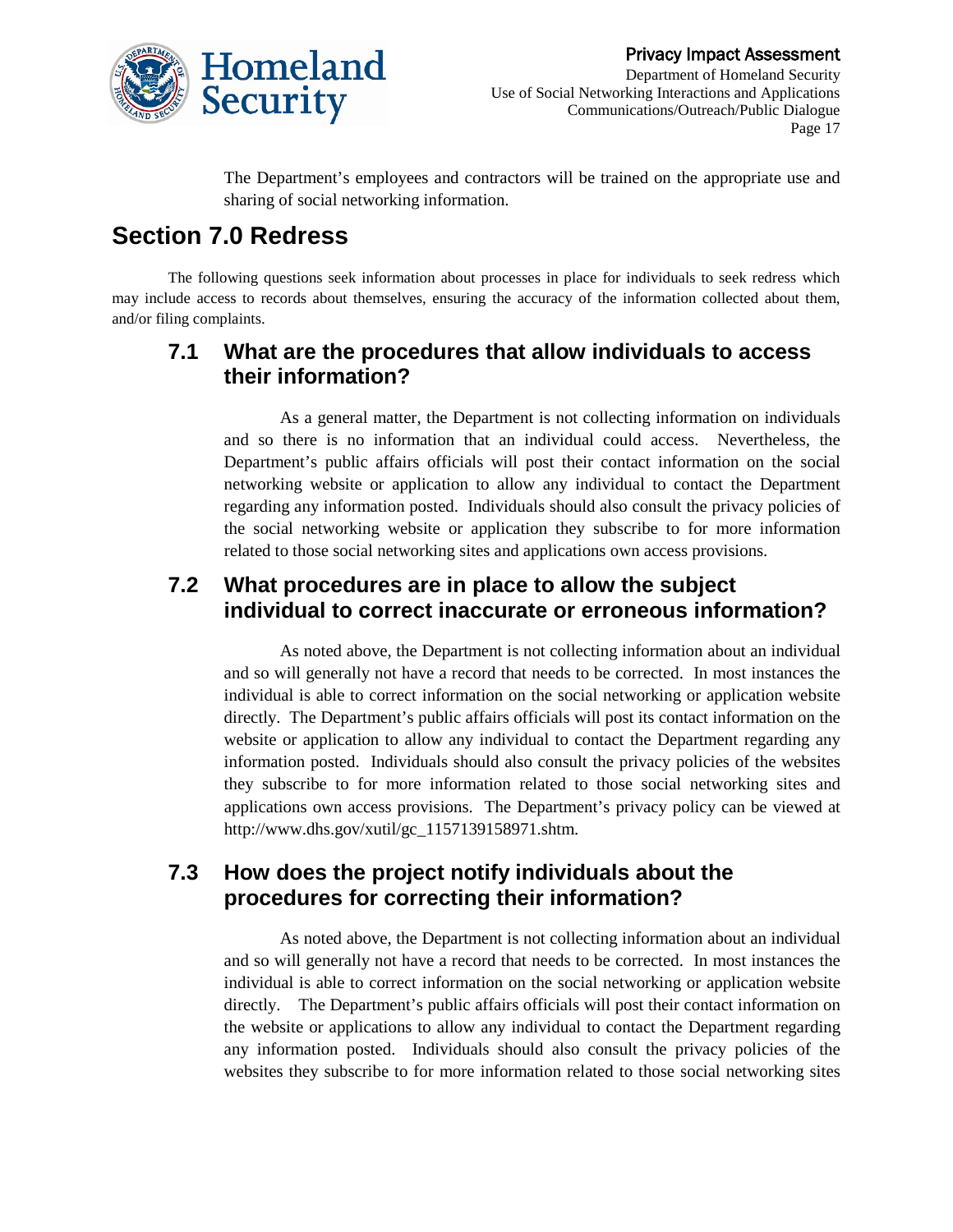The Department's employees and contractors will be trained on the appropriate use and sharing of social networking information.

# Section 7.0 Redress

The following questions seek information about processes in place for individuals to seek redress which may include access to records about themselves, ensuring the accuracy of the information collected about them, and/or filing complaints.

## 7.1 What are the procedures that allow individuals to access their information?

As a general matter, the Department is not collecting information on individuals and so there is no information that an individual could access. Nevertheless, the Department's public affairs officials will post their contact information on the social networking website or application to allow any individual to contact the Department regarding any information posted. Individuals should also consult the privacy policies of the social networking website or application they subscribe to for more information related to those social networking sites and applications own access provisions.

## 7.2 What procedures are in place to allow the subject individual to correct inaccurate or erroneous information?

As noted above, the Department is not collecting information about an individual and so will generally not have a record that needs to be corrected. In most instances the individual is able to correct information on the social networking or application website directly. The Department's public affairs officials will post its contact information on the website or application to allow any individual to contact the Department regarding any information posted. Individuals should also consult the privacy policies of the websites they subscribe to for more information related to those social networking sites and applications own access provisions. The Department's privacy policy can be viewed at http://www.dhs.gov/xutil/gc_1157139158971.shtm.

## 7.3 How does the project notify individuals about the procedures for correcting their information?

As noted above, the Department is not collecting information about an individual and so will generally not have a record that needs to be corrected. In most instances the individual is able to correct information on the social networking or application website directly. The Department's public affairs officials will post their contact information on the website or applications to allow any individual to contact the Department regarding any information posted. Individuals should also consult the privacy policies of the websites they subscribe to for more information related to those social networking sites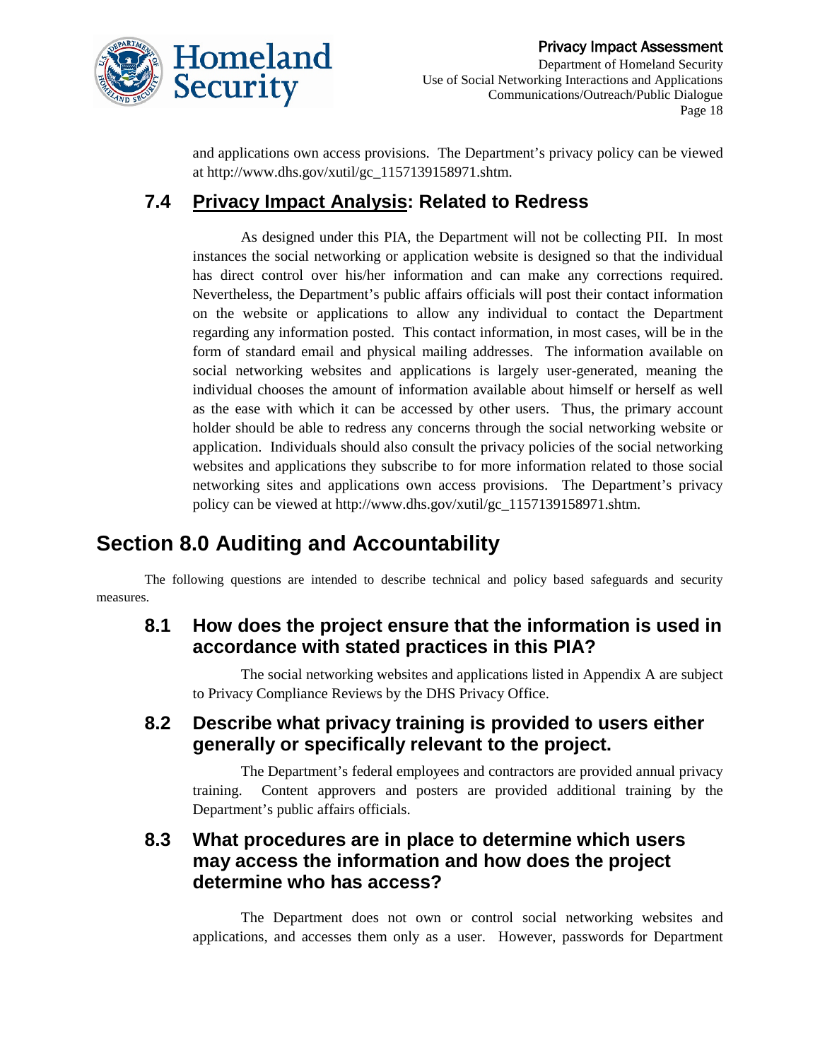and applications own access provisions. The Department's privacy policy can be viewed at http://www.dhs.gov/xutil/gc_1157139158971.shtm.

### 7.4 Privacy Impact Analysis: Related to Redress

As designed under this PIA, the Department will not be collecting PII. In most instances the social networking or application website is designed so that the individual has direct control over his/her information and can make any corrections required. Nevertheless, the Department's public affairs officials will post their contact information on the website or applications to allow any individual to contact the Department regarding any information posted. This contact information, in most cases, will be in the form of standard email and physical mailing addresses. The information available on social networking websites and applications is largely user-generated, meaning the individual chooses the amount of information available about himself or herself as well as the ease with which it can be accessed by other users. Thus, the primary account holder should be able to redress any concerns through the social networking website or application. Individuals should also consult the privacy policies of the social networking websites and applications they subscribe to for more information related to those social networking sites and applications own access provisions. The Department's privacy policy can be viewed at http://www.dhs.gov/xutil/gc_1157139158971.shtm.

## Section 8.0 Auditing and Accountability

The following questions are intended to describe technical and policy based safeguards and security measures.

### 8.1 How does the project ensure that the information is used in accordance with stated practices in this PIA?

The social networking websites and applications listed in Appendix A are subject to Privacy Compliance Reviews by the DHS Privacy Office.

### 8.2 Describe what privacy training is provided to users either generally or specifically relevant to the project.

The Department's federal employees and contractors are provided annual privacy training. Content approvers and posters are provided additional training by the Department's public affairs officials.

### 8.3 What procedures are in place to determine which users may access the information and how does the project determine who has access?

The Department does not own or control social networking websites and applications, and accesses them only as a user. However, passwords for Department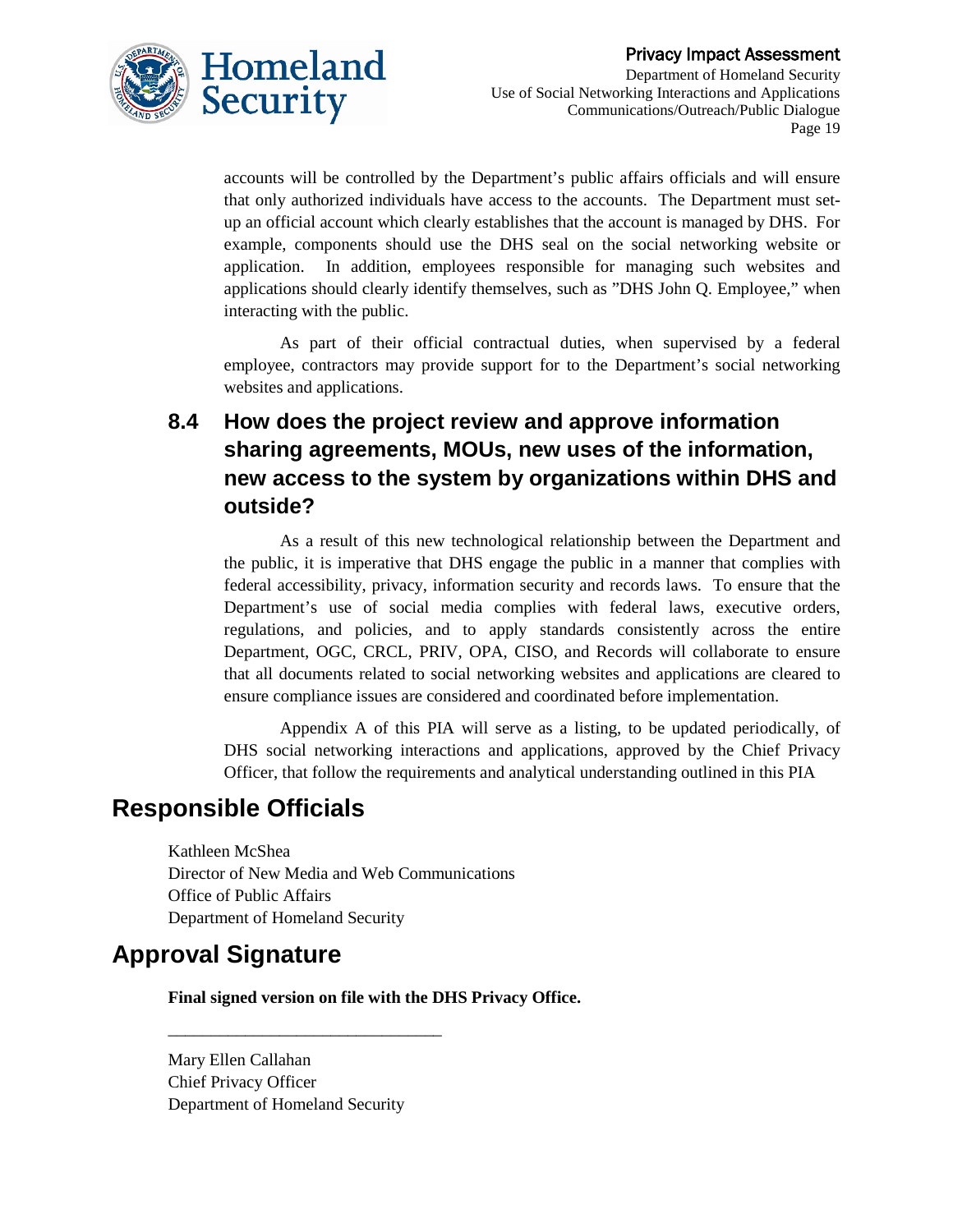accounts will be controlled by the Department's public affairs officials and will ensure that only authorized individuals have access to the accounts. The Department must set-up an official account which clearly establishes that the account is managed by DHS. For example, components should use the DHS seal on the social networking website or application. In addition, employees responsible for managing such websites and applications should clearly identify themselves, such as "DHS John Q. Employee," when interacting with the public.

As part of their official contractual duties, when supervised by a federal employee, contractors may provide support for to the Department's social networking websites and applications.

### 8.4 How does the project review and approve information sharing agreements, MOUs, new uses of the information, new access to the system by organizations within DHS and outside?

As a result of this new technological relationship between the Department and the public, it is imperative that DHS engage the public in a manner that complies with federal accessibility, privacy, information security and records laws. To ensure that the Department's use of social media complies with federal laws, executive orders, regulations, and policies, and to apply standards consistently across the entire Department, OGC, CRCL, PRIV, OPA, CISO, and Records will collaborate to ensure that all documents related to social networking websites and applications are cleared to ensure compliance issues are considered and coordinated before implementation.

Appendix A of this PIA will serve as a listing, to be updated periodically, of DHS social networking interactions and applications, approved by the Chief Privacy Officer, that follow the requirements and analytical understanding outlined in this PIA

## Responsible Officials

Kathleen McShea
Director of New Media and Web Communications
Office of Public Affairs
Department of Homeland Security

## Approval Signature

**Final signed version on file with the DHS Privacy Office.**

________________________________

Mary Ellen Callahan
Chief Privacy Officer
Department of Homeland Security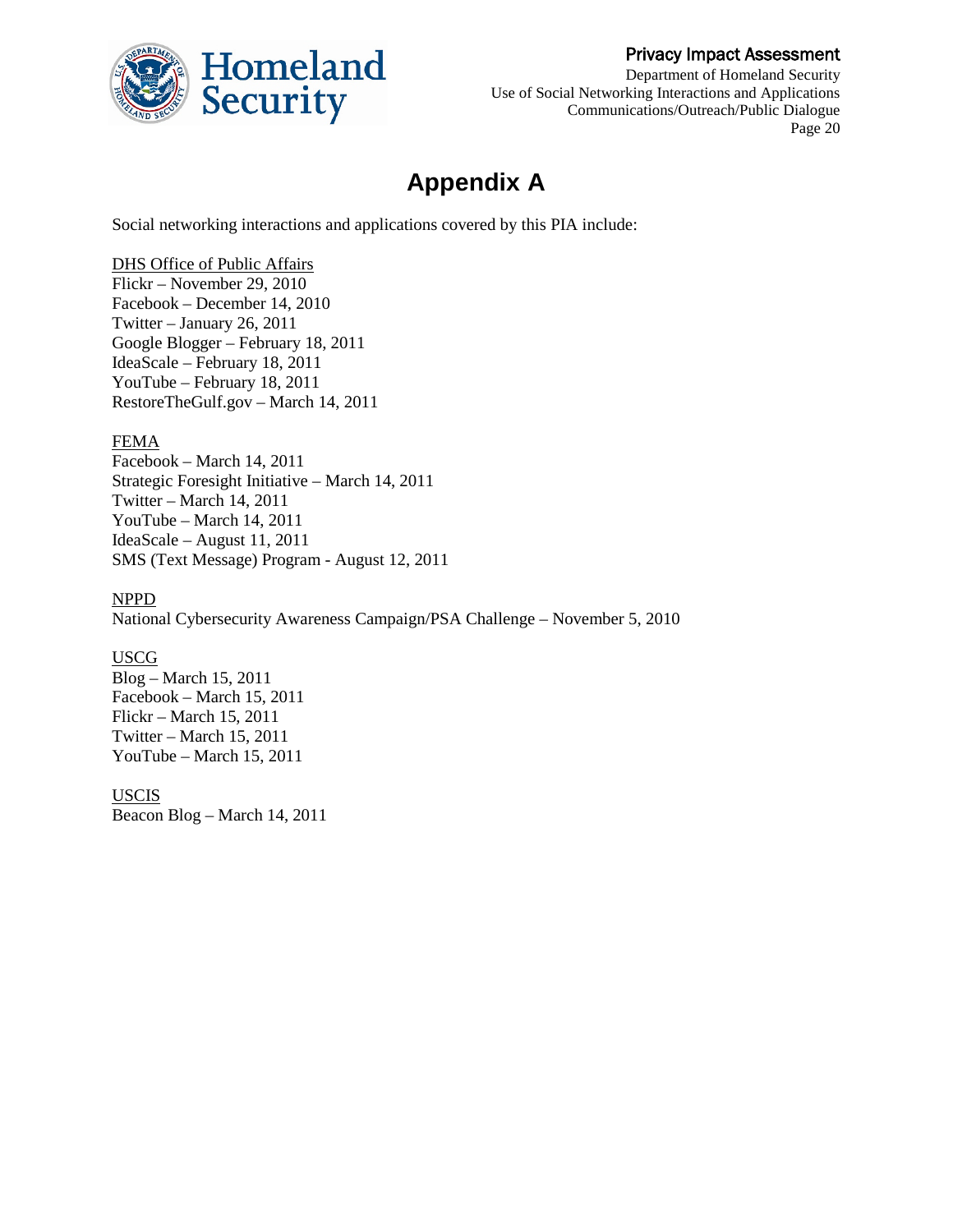# Appendix A

Social networking interactions and applications covered by this PIA include:

<u>DHS Office of Public Affairs</u>
Flickr – November 29, 2010
Facebook – December 14, 2010
Twitter – January 26, 2011
Google Blogger – February 18, 2011
IdeaScale – February 18, 2011
YouTube – February 18, 2011
RestoreTheGulf.gov – March 14, 2011

<u>FEMA</u>
Facebook – March 14, 2011
Strategic Foresight Initiative – March 14, 2011
Twitter – March 14, 2011
YouTube – March 14, 2011
IdeaScale – August 11, 2011
SMS (Text Message) Program - August 12, 2011

<u>NPPD</u>
National Cybersecurity Awareness Campaign/PSA Challenge – November 5, 2010

<u>USCG</u>
Blog – March 15, 2011
Facebook – March 15, 2011
Flickr – March 15, 2011
Twitter – March 15, 2011
YouTube – March 15, 2011

<u>USCIS</u>
Beacon Blog – March 14, 2011